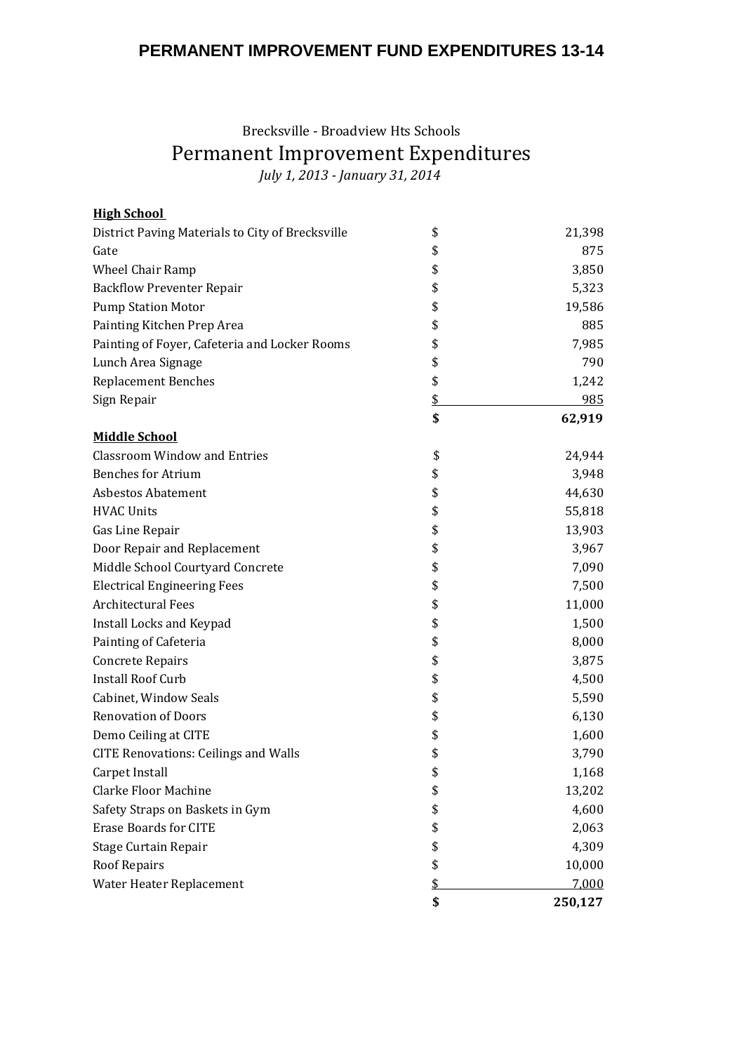# PERMANENT IMPROVEMENT FUND EXPENDITURES 13-14

Brecksville - Broadview Hts Schools

## Permanent Improvement Expenditures

*July 1, 2013 - January 31, 2014*

| | | |
|---|---|---|
| **High School** | | |
| District Paving Materials to City of Brecksville | $ | 21,398 |
| Gate | $ | 875 |
| Wheel Chair Ramp | $ | 3,850 |
| Backflow Preventer Repair | $ | 5,323 |
| Pump Station Motor | $ | 19,586 |
| Painting Kitchen Prep Area | $ | 885 |
| Painting of Foyer, Cafeteria and Locker Rooms | $ | 7,985 |
| Lunch Area Signage | $ | 790 |
| Replacement Benches | $ | 1,242 |
| Sign Repair | $ | 985 |
| | **$** | **62,919** |
| **Middle School** | | |
| Classroom Window and Entries | $ | 24,944 |
| Benches for Atrium | $ | 3,948 |
| Asbestos Abatement | $ | 44,630 |
| HVAC Units | $ | 55,818 |
| Gas Line Repair | $ | 13,903 |
| Door Repair and Replacement | $ | 3,967 |
| Middle School Courtyard Concrete | $ | 7,090 |
| Electrical Engineering Fees | $ | 7,500 |
| Architectural Fees | $ | 11,000 |
| Install Locks and Keypad | $ | 1,500 |
| Painting of Cafeteria | $ | 8,000 |
| Concrete Repairs | $ | 3,875 |
| Install Roof Curb | $ | 4,500 |
| Cabinet, Window Seals | $ | 5,590 |
| Renovation of Doors | $ | 6,130 |
| Demo Ceiling at CITE | $ | 1,600 |
| CITE Renovations: Ceilings and Walls | $ | 3,790 |
| Carpet Install | $ | 1,168 |
| Clarke Floor Machine | $ | 13,202 |
| Safety Straps on Baskets in Gym | $ | 4,600 |
| Erase Boards for CITE | $ | 2,063 |
| Stage Curtain Repair | $ | 4,309 |
| Roof Repairs | $ | 10,000 |
| Water Heater Replacement | $ | 7,000 |
| | **$** | **250,127** |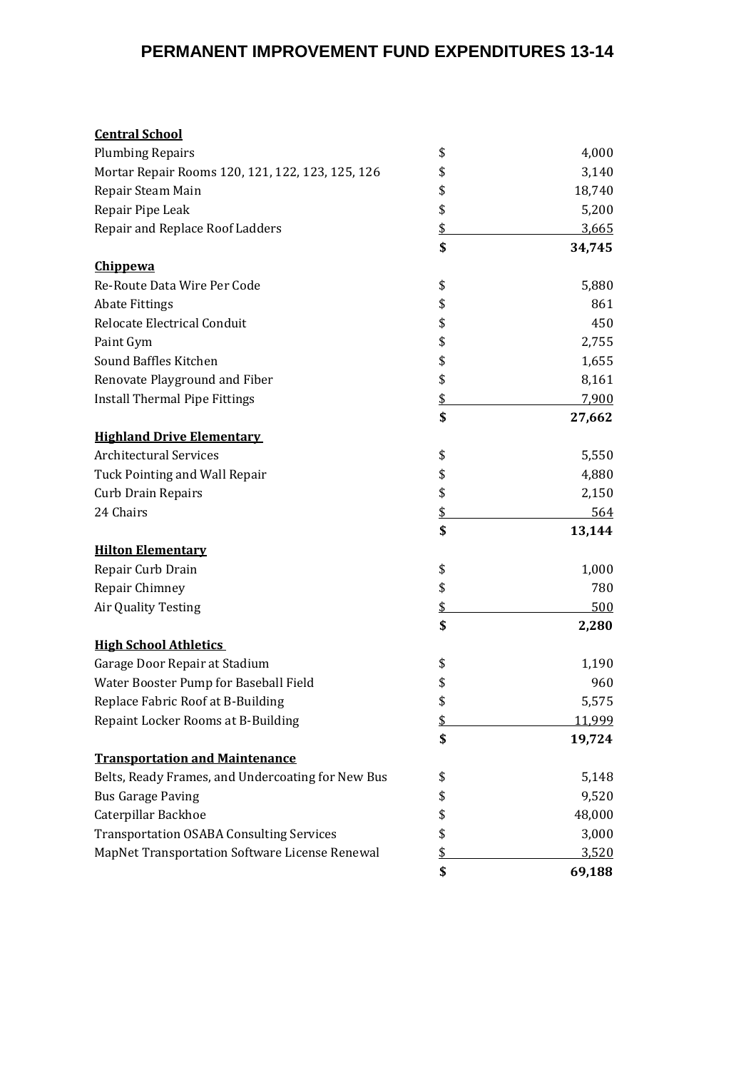# PERMANENT IMPROVEMENT FUND EXPENDITURES 13-14

| **Central School** | | |
|---|---|---|
| Plumbing Repairs | $ | 4,000 |
| Mortar Repair Rooms 120, 121, 122, 123, 125, 126 | $ | 3,140 |
| Repair Steam Main | $ | 18,740 |
| Repair Pipe Leak | $ | 5,200 |
| Repair and Replace Roof Ladders | $ | 3,665 |
| | **$** | **34,745** |
| **Chippewa** | | |
| Re-Route Data Wire Per Code | $ | 5,880 |
| Abate Fittings | $ | 861 |
| Relocate Electrical Conduit | $ | 450 |
| Paint Gym | $ | 2,755 |
| Sound Baffles Kitchen | $ | 1,655 |
| Renovate Playground and Fiber | $ | 8,161 |
| Install Thermal Pipe Fittings | $ | 7,900 |
| | **$** | **27,662** |
| **Highland Drive Elementary** | | |
| Architectural Services | $ | 5,550 |
| Tuck Pointing and Wall Repair | $ | 4,880 |
| Curb Drain Repairs | $ | 2,150 |
| 24 Chairs | $ | 564 |
| | **$** | **13,144** |
| **Hilton Elementary** | | |
| Repair Curb Drain | $ | 1,000 |
| Repair Chimney | $ | 780 |
| Air Quality Testing | $ | 500 |
| | **$** | **2,280** |
| **High School Athletics** | | |
| Garage Door Repair at Stadium | $ | 1,190 |
| Water Booster Pump for Baseball Field | $ | 960 |
| Replace Fabric Roof at B-Building | $ | 5,575 |
| Repaint Locker Rooms at B-Building | $ | 11,999 |
| | **$** | **19,724** |
| **Transportation and Maintenance** | | |
| Belts, Ready Frames, and Undercoating for New Bus | $ | 5,148 |
| Bus Garage Paving | $ | 9,520 |
| Caterpillar Backhoe | $ | 48,000 |
| Transportation OSABA Consulting Services | $ | 3,000 |
| MapNet Transportation Software License Renewal | $ | 3,520 |
| | **$** | **69,188** |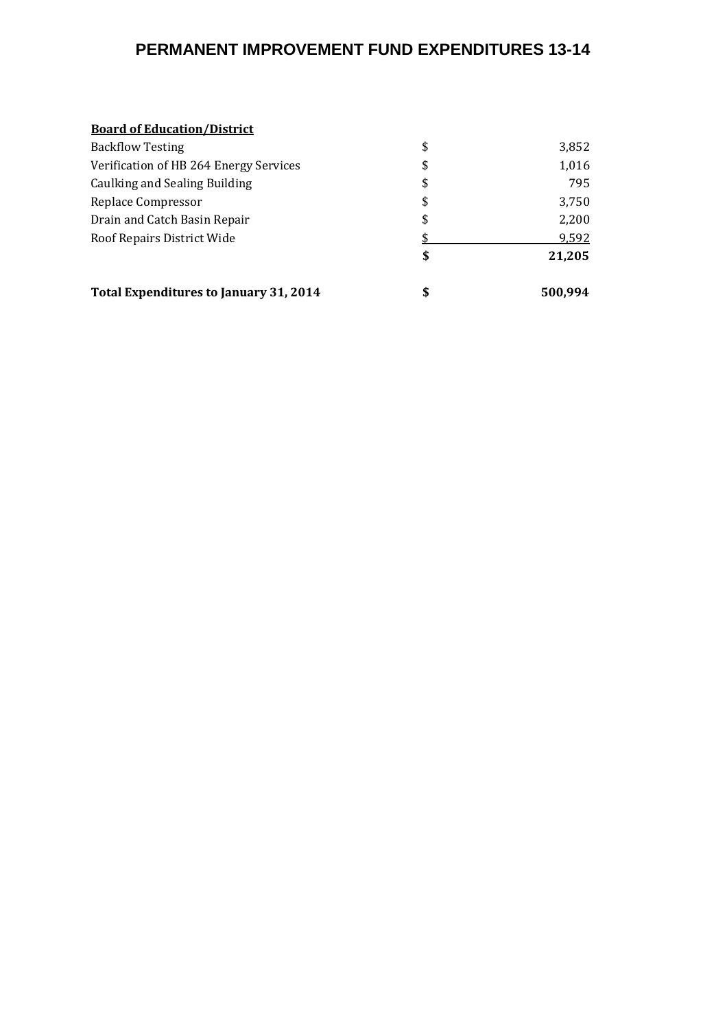# PERMANENT IMPROVEMENT FUND EXPENDITURES 13-14

| | | |
|---|---|---|
| **Board of Education/District** | | |
| Backflow Testing | $ | 3,852 |
| Verification of HB 264 Energy Services | $ | 1,016 |
| Caulking and Sealing Building | $ | 795 |
| Replace Compressor | $ | 3,750 |
| Drain and Catch Basin Repair | $ | 2,200 |
| Roof Repairs District Wide | $ | 9,592 |
| | **$** | **21,205** |
| **Total Expenditures to January 31, 2014** | **$** | **500,994** |